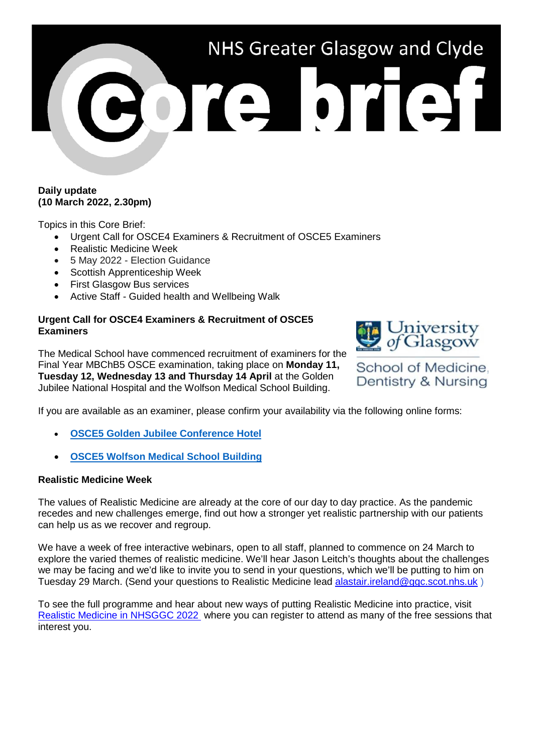NHS Greater Glasgow and Clyde

# Core brief

**Daily update**
**(10 March 2022, 2.30pm)**

Topics in this Core Brief:

- Urgent Call for OSCE4 Examiners & Recruitment of OSCE5 Examiners
- Realistic Medicine Week
- 5 May 2022 - Election Guidance
- Scottish Apprenticeship Week
- First Glasgow Bus services
- Active Staff - Guided health and Wellbeing Walk

### Urgent Call for OSCE4 Examiners & Recruitment of OSCE5 Examiners

University of Glasgow
School of Medicine, Dentistry & Nursing

The Medical School have commenced recruitment of examiners for the Final Year MBChB5 OSCE examination, taking place on **Monday 11, Tuesday 12, Wednesday 13 and Thursday 14 April** at the Golden Jubilee National Hospital and the Wolfson Medical School Building.

If you are available as an examiner, please confirm your availability via the following online forms:

- **OSCE5 Golden Jubilee Conference Hotel**
- **OSCE5 Wolfson Medical School Building**

### Realistic Medicine Week

The values of Realistic Medicine are already at the core of our day to day practice. As the pandemic recedes and new challenges emerge, find out how a stronger yet realistic partnership with our patients can help us as we recover and regroup.

We have a week of free interactive webinars, open to all staff, planned to commence on 24 March to explore the varied themes of realistic medicine. We'll hear Jason Leitch's thoughts about the challenges we may be facing and we'd like to invite you to send in your questions, which we'll be putting to him on Tuesday 29 March. (Send your questions to Realistic Medicine lead alastair.ireland@ggc.scot.nhs.uk )

To see the full programme and hear about new ways of putting Realistic Medicine into practice, visit Realistic Medicine in NHSGGC 2022 where you can register to attend as many of the free sessions that interest you.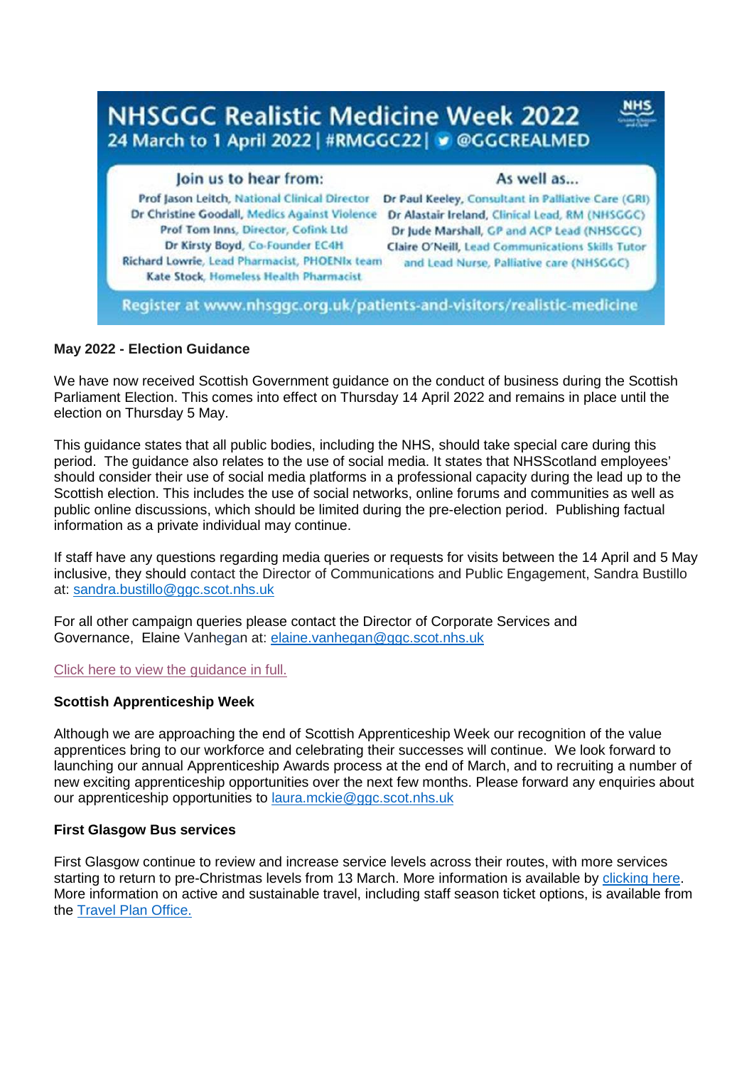# NHSGGC Realistic Medicine Week 2022

24 March to 1 April 2022 | #RMGGC22 | @GGCREALMED

**Join us to hear from:**

- **Prof Jason Leitch**, National Clinical Director
- **Dr Christine Goodall**, Medics Against Violence
- **Prof Tom Inns**, Director, Cofink Ltd
- **Dr Kirsty Boyd**, Co-Founder EC4H
- **Richard Lowrie**, Lead Pharmacist, PHOENIx team
- **Kate Stock**, Homeless Health Pharmacist

**As well as...**

- **Dr Paul Keeley**, Consultant in Palliative Care (GRI)
- **Dr Alastair Ireland**, Clinical Lead, RM (NHSGGC)
- **Dr Jude Marshall**, GP and ACP Lead (NHSGGC)
- **Claire O'Neill**, Lead Communications Skills Tutor and Lead Nurse, Palliative care (NHSGGC)

Register at www.nhsggc.org.uk/patients-and-visitors/realistic-medicine

**May 2022 - Election Guidance**

We have now received Scottish Government guidance on the conduct of business during the Scottish Parliament Election. This comes into effect on Thursday 14 April 2022 and remains in place until the election on Thursday 5 May.

This guidance states that all public bodies, including the NHS, should take special care during this period. The guidance also relates to the use of social media. It states that NHSScotland employees' should consider their use of social media platforms in a professional capacity during the lead up to the Scottish election. This includes the use of social networks, online forums and communities as well as public online discussions, which should be limited during the pre-election period. Publishing factual information as a private individual may continue.

If staff have any questions regarding media queries or requests for visits between the 14 April and 5 May inclusive, they should contact the Director of Communications and Public Engagement, Sandra Bustillo at: sandra.bustillo@ggc.scot.nhs.uk

For all other campaign queries please contact the Director of Corporate Services and Governance, Elaine Vanhegan at: elaine.vanhegan@ggc.scot.nhs.uk

Click here to view the guidance in full.

**Scottish Apprenticeship Week**

Although we are approaching the end of Scottish Apprenticeship Week our recognition of the value apprentices bring to our workforce and celebrating their successes will continue. We look forward to launching our annual Apprenticeship Awards process at the end of March, and to recruiting a number of new exciting apprenticeship opportunities over the next few months. Please forward any enquiries about our apprenticeship opportunities to laura.mckie@ggc.scot.nhs.uk

**First Glasgow Bus services**

First Glasgow continue to review and increase service levels across their routes, with more services starting to return to pre-Christmas levels from 13 March. More information is available by clicking here. More information on active and sustainable travel, including staff season ticket options, is available from the Travel Plan Office.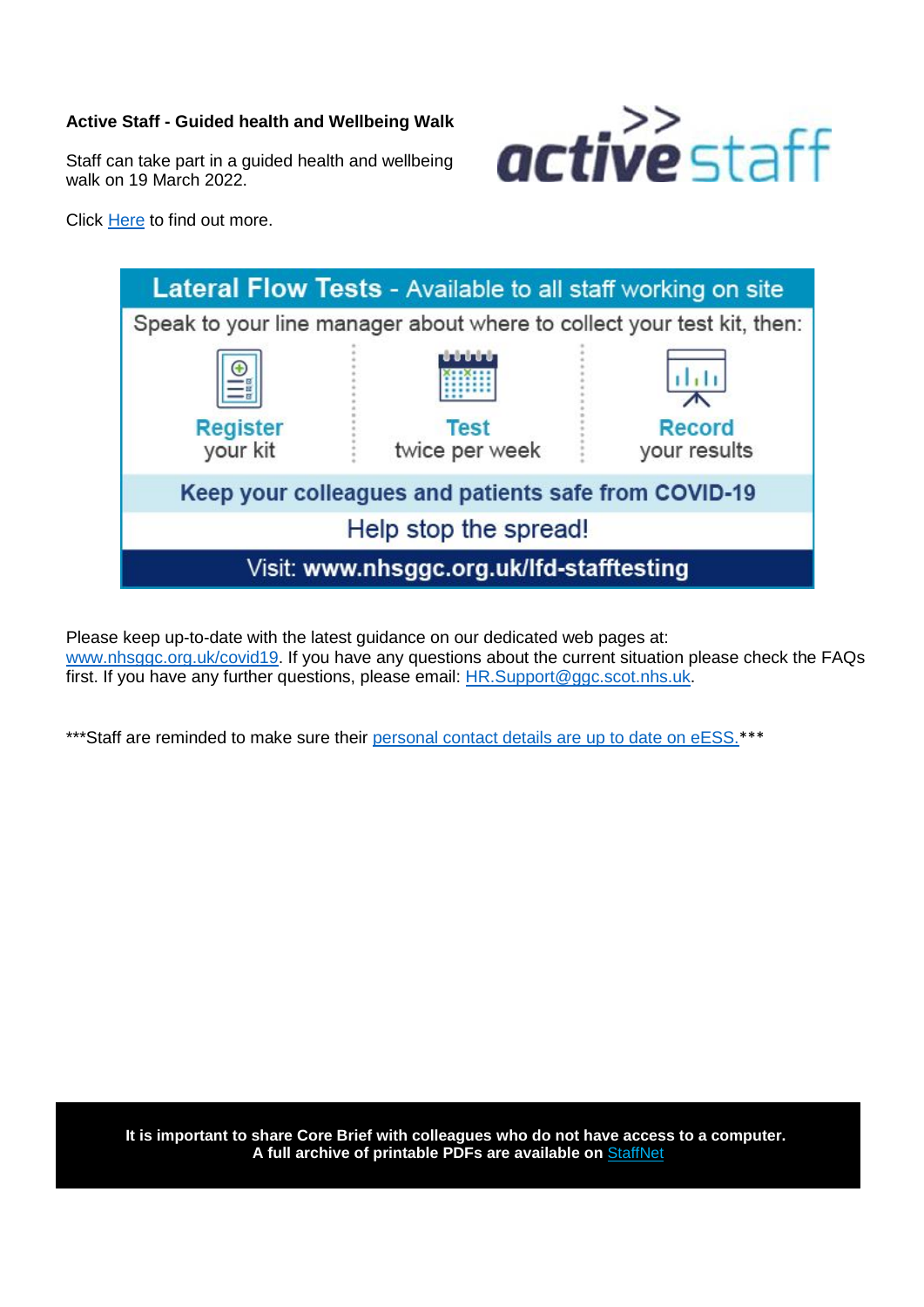**Active Staff - Guided health and Wellbeing Walk**

Staff can take part in a guided health and wellbeing walk on 19 March 2022.

Click Here to find out more.

**Lateral Flow Tests** - Available to all staff working on site

Speak to your line manager about where to collect your test kit, then:

**Register** your kit

**Test** twice per week

**Record** your results

**Keep your colleagues and patients safe from COVID-19**

Help stop the spread!

Visit: **www.nhsggc.org.uk/lfd-stafftesting**

Please keep up-to-date with the latest guidance on our dedicated web pages at: www.nhsggc.org.uk/covid19. If you have any questions about the current situation please check the FAQs first. If you have any further questions, please email: HR.Support@ggc.scot.nhs.uk.

***Staff are reminded to make sure their personal contact details are up to date on eESS.***

**It is important to share Core Brief with colleagues who do not have access to a computer.**
**A full archive of printable PDFs are available on** StaffNet